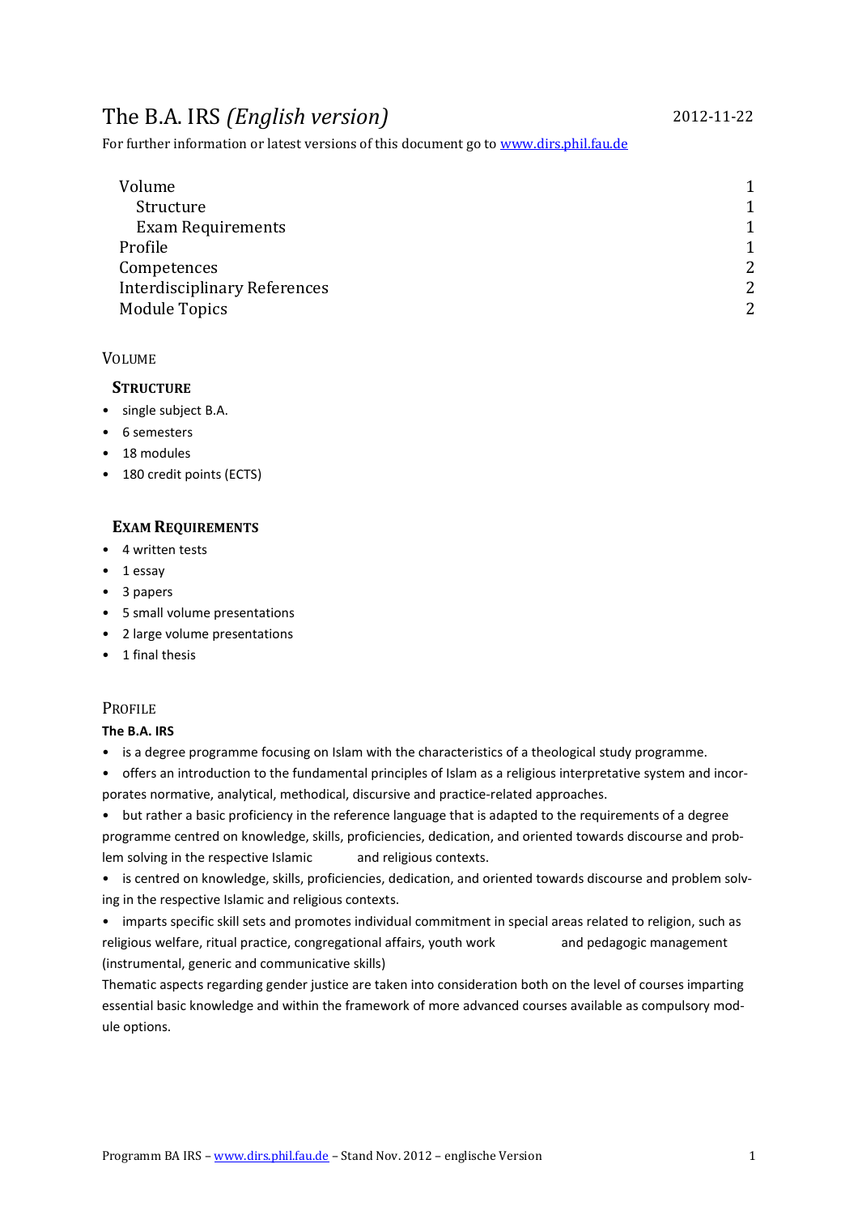# The B.A. IRS *(English version)*

2012-11-22

For further information or latest versions of this document go to [www.dirs.phil.fau.de](www.dirs.phil.fau.de)

| | |
|---|---|
| Volume | 1 |
| Structure | 1 |
| Exam Requirements | 1 |
| Profile | 1 |
| Competences | 2 |
| Interdisciplinary References | 2 |
| Module Topics | 2 |

## Volume

### Structure

- single subject B.A.
- 6 semesters
- 18 modules
- 180 credit points (ECTS)

### Exam Requirements

- 4 written tests
- 1 essay
- 3 papers
- 5 small volume presentations
- 2 large volume presentations
- 1 final thesis

## Profile

**The B.A. IRS**

- is a degree programme focusing on Islam with the characteristics of a theological study programme.
- offers an introduction to the fundamental principles of Islam as a religious interpretative system and incorporates normative, analytical, methodical, discursive and practice-related approaches.
- but rather a basic proficiency in the reference language that is adapted to the requirements of a degree programme centred on knowledge, skills, proficiencies, dedication, and oriented towards discourse and problem solving in the respective Islamic and religious contexts.
- is centred on knowledge, skills, proficiencies, dedication, and oriented towards discourse and problem solving in the respective Islamic and religious contexts.
- imparts specific skill sets and promotes individual commitment in special areas related to religion, such as religious welfare, ritual practice, congregational affairs, youth work and pedagogic management (instrumental, generic and communicative skills)

Thematic aspects regarding gender justice are taken into consideration both on the level of courses imparting essential basic knowledge and within the framework of more advanced courses available as compulsory module options.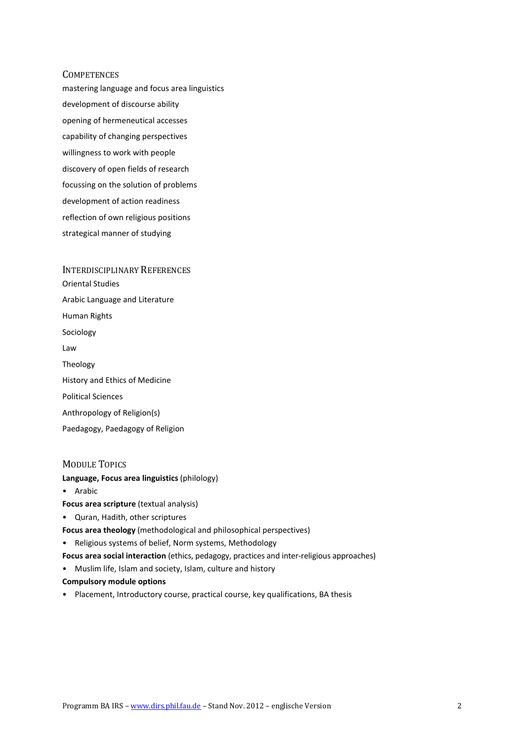## Competences

mastering language and focus area linguistics

development of discourse ability

opening of hermeneutical accesses

capability of changing perspectives

willingness to work with people

discovery of open fields of research

focussing on the solution of problems

development of action readiness

reflection of own religious positions

strategical manner of studying

## Interdisciplinary References

Oriental Studies

Arabic Language and Literature

Human Rights

Sociology

Law

Theology

History and Ethics of Medicine

Political Sciences

Anthropology of Religion(s)

Paedagogy, Paedagogy of Religion

## Module Topics

**Language, Focus area linguistics** (philology)

- Arabic

**Focus area scripture** (textual analysis)

- Quran, Hadith, other scriptures

**Focus area theology** (methodological and philosophical perspectives)

- Religious systems of belief, Norm systems, Methodology

**Focus area social interaction** (ethics, pedagogy, practices and inter-religious approaches)

- Muslim life, Islam and society, Islam, culture and history

**Compulsory module options**

- Placement, Introductory course, practical course, key qualifications, BA thesis